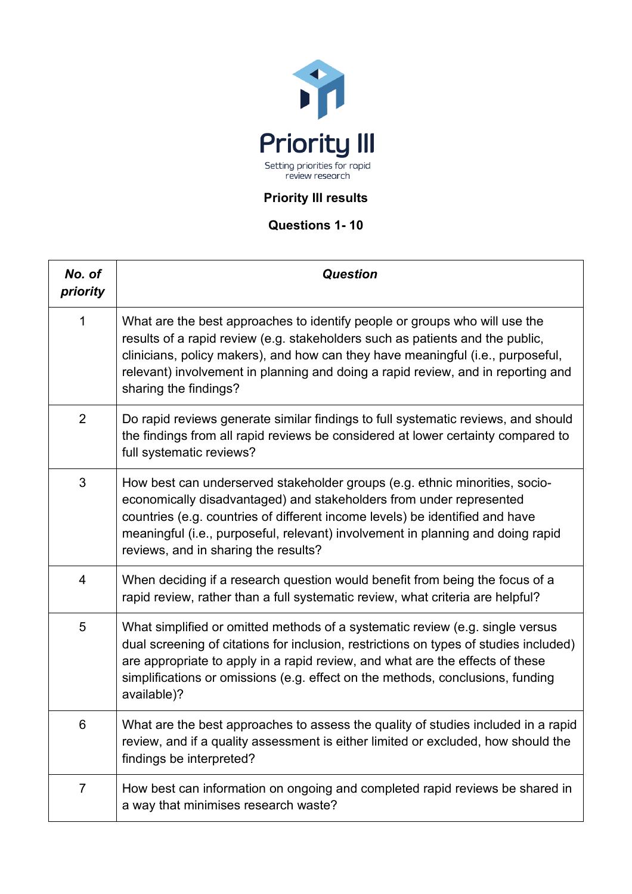# Priority III

Setting priorities for rapid review research

## Priority III results

### Questions 1- 10

| *No. of priority* | *Question* |
|---|---|
| 1 | What are the best approaches to identify people or groups who will use the results of a rapid review (e.g. stakeholders such as patients and the public, clinicians, policy makers), and how can they have meaningful (i.e., purposeful, relevant) involvement in planning and doing a rapid review, and in reporting and sharing the findings? |
| 2 | Do rapid reviews generate similar findings to full systematic reviews, and should the findings from all rapid reviews be considered at lower certainty compared to full systematic reviews? |
| 3 | How best can underserved stakeholder groups (e.g. ethnic minorities, socio-economically disadvantaged) and stakeholders from under represented countries (e.g. countries of different income levels) be identified and have meaningful (i.e., purposeful, relevant) involvement in planning and doing rapid reviews, and in sharing the results? |
| 4 | When deciding if a research question would benefit from being the focus of a rapid review, rather than a full systematic review, what criteria are helpful? |
| 5 | What simplified or omitted methods of a systematic review (e.g. single versus dual screening of citations for inclusion, restrictions on types of studies included) are appropriate to apply in a rapid review, and what are the effects of these simplifications or omissions (e.g. effect on the methods, conclusions, funding available)? |
| 6 | What are the best approaches to assess the quality of studies included in a rapid review, and if a quality assessment is either limited or excluded, how should the findings be interpreted? |
| 7 | How best can information on ongoing and completed rapid reviews be shared in a way that minimises research waste? |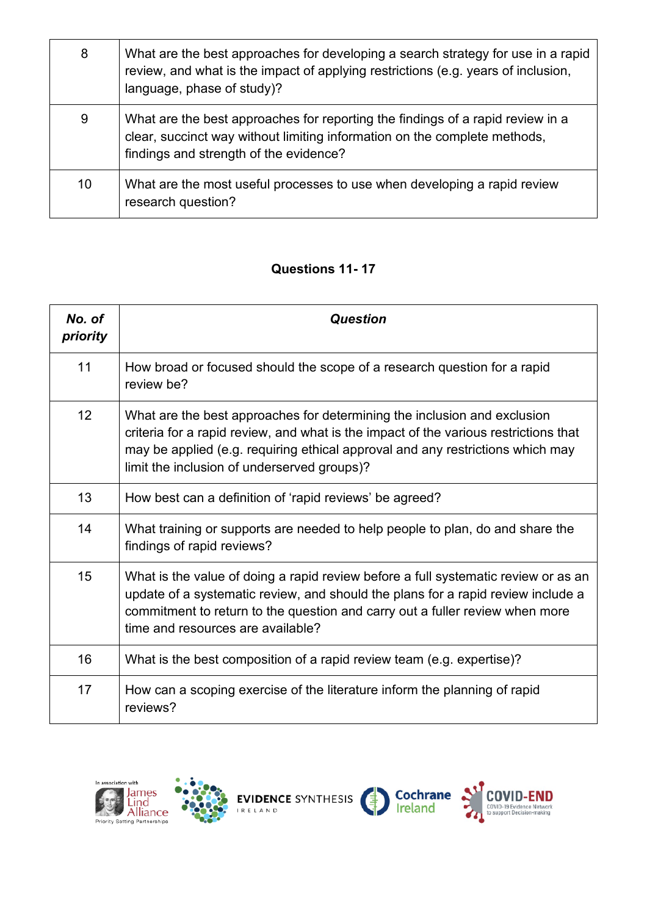| | |
|---|---|
| 8 | What are the best approaches for developing a search strategy for use in a rapid review, and what is the impact of applying restrictions (e.g. years of inclusion, language, phase of study)? |
| 9 | What are the best approaches for reporting the findings of a rapid review in a clear, succinct way without limiting information on the complete methods, findings and strength of the evidence? |
| 10 | What are the most useful processes to use when developing a rapid review research question? |

**Questions 11- 17**

| ***No. of priority*** | ***Question*** |
|---|---|
| 11 | How broad or focused should the scope of a research question for a rapid review be? |
| 12 | What are the best approaches for determining the inclusion and exclusion criteria for a rapid review, and what is the impact of the various restrictions that may be applied (e.g. requiring ethical approval and any restrictions which may limit the inclusion of underserved groups)? |
| 13 | How best can a definition of 'rapid reviews' be agreed? |
| 14 | What training or supports are needed to help people to plan, do and share the findings of rapid reviews? |
| 15 | What is the value of doing a rapid review before a full systematic review or as an update of a systematic review, and should the plans for a rapid review include a commitment to return to the question and carry out a fuller review when more time and resources are available? |
| 16 | What is the best composition of a rapid review team (e.g. expertise)? |
| 17 | How can a scoping exercise of the literature inform the planning of rapid reviews? |

In association with James Lind Alliance Priority Setting Partnerships | EVIDENCE SYNTHESIS IRELAND | Cochrane Ireland | COVID-END COVID-19 Evidence Network to support Decision-making